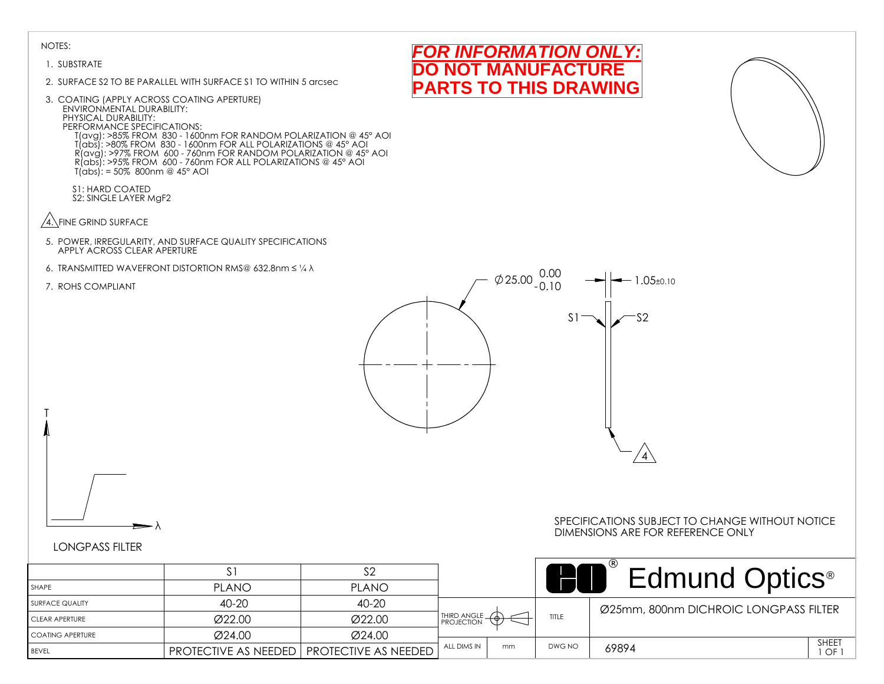NOTES:

1. SUBSTRATE
2. SURFACE S2 TO BE PARALLEL WITH SURFACE S1 TO WITHIN 5 arcsec
3. COATING (APPLY ACROSS COATING APERTURE)
   ENVIRONMENTAL DURABILITY:
   PHYSICAL DURABILITY:
   PERFORMANCE SPECIFICATIONS:
   T(avg): >85% FROM 830 - 1600nm FOR RANDOM POLARIZATION @ 45° AOI
   T(abs): >80% FROM 830 - 1600nm FOR ALL POLARIZATIONS @ 45° AOI
   R(avg): >97% FROM 600 - 760nm FOR RANDOM POLARIZATION @ 45° AOI
   R(abs): >95% FROM 600 - 760nm FOR ALL POLARIZATIONS @ 45° AOI
   T(abs): = 50% 800nm @ 45° AOI

   S1: HARD COATED
   S2: SINGLE LAYER $MgF_2$

4. FINE GRIND SURFACE
5. POWER, IRREGULARITY, AND SURFACE QUALITY SPECIFICATIONS APPLY ACROSS CLEAR APERTURE
6. TRANSMITTED WAVEFRONT DISTORTION RMS@ 632.8nm ≤ ¼ λ
7. ROHS COMPLIANT

**FOR INFORMATION ONLY: DO NOT MANUFACTURE PARTS TO THIS DRAWING**

Ø25.00 $^{0.00}_{-0.10}$

1.05±0.10

S1 S2

4

T

λ

LONGPASS FILTER

SPECIFICATIONS SUBJECT TO CHANGE WITHOUT NOTICE
DIMENSIONS ARE FOR REFERENCE ONLY

| | S1 | S2 |
|---|---|---|
| SHAPE | PLANO | PLANO |
| SURFACE QUALITY | 40-20 | 40-20 |
| CLEAR APERTURE | Ø22.00 | Ø22.00 |
| COATING APERTURE | Ø24.00 | Ø24.00 |
| BEVEL | PROTECTIVE AS NEEDED | PROTECTIVE AS NEEDED |

Edmund Optics®

| THIRD ANGLE PROJECTION | | TITLE | Ø25mm, 800nm DICHROIC LONGPASS FILTER | |
|---|---|---|---|---|
| ALL DIMS IN | mm | DWG NO | 69894 | SHEET 1 OF 1 |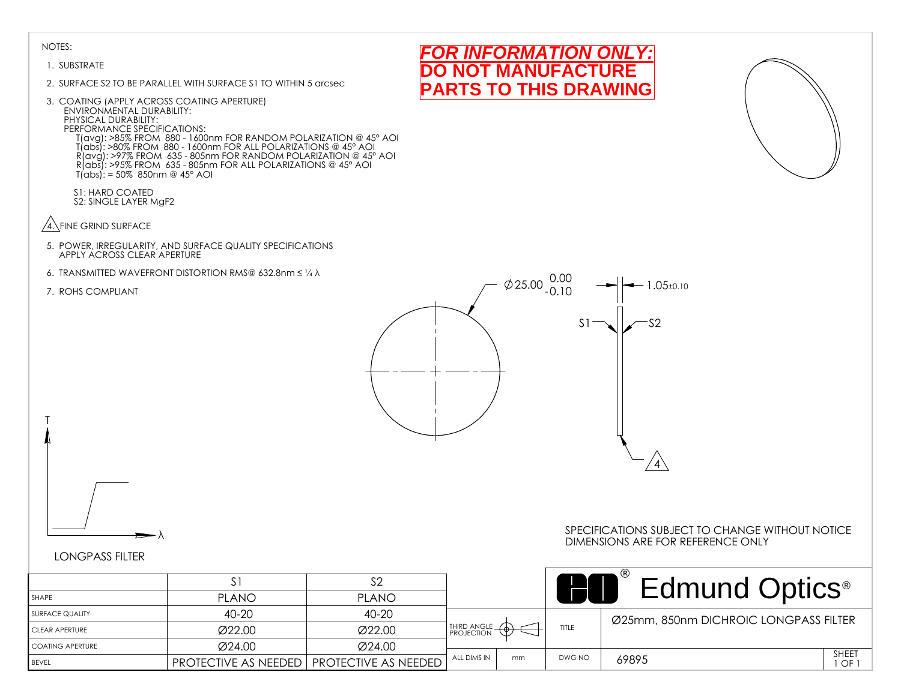NOTES:

1. SUBSTRATE
2. SURFACE S2 TO BE PARALLEL WITH SURFACE S1 TO WITHIN 5 arcsec
3. COATING (APPLY ACROSS COATING APERTURE)
   ENVIRONMENTAL DURABILITY:
   PHYSICAL DURABILITY:
   PERFORMANCE SPECIFICATIONS:
   - T(avg): >85% FROM 880 - 1600nm FOR RANDOM POLARIZATION @ 45° AOI
   - T(abs): >80% FROM 880 - 1600nm FOR ALL POLARIZATIONS @ 45° AOI
   - R(avg): >97% FROM 635 - 805nm FOR RANDOM POLARIZATION @ 45° AOI
   - R(abs): >95% FROM 635 - 805nm FOR ALL POLARIZATIONS @ 45° AOI
   - T(abs): = 50% 850nm @ 45° AOI

   S1: HARD COATED
   S2: SINGLE LAYER $MgF_2$
4. FINE GRIND SURFACE
5. POWER, IRREGULARITY, AND SURFACE QUALITY SPECIFICATIONS APPLY ACROSS CLEAR APERTURE
6. TRANSMITTED WAVEFRONT DISTORTION RMS@ 632.8nm ≤ ¼ λ
7. ROHS COMPLIANT

**FOR INFORMATION ONLY: DO NOT MANUFACTURE PARTS TO THIS DRAWING**

Ø25.00 $^{0.00}_{-0.10}$

1.05±0.10

S1 S2

4

T

λ

LONGPASS FILTER

SPECIFICATIONS SUBJECT TO CHANGE WITHOUT NOTICE
DIMENSIONS ARE FOR REFERENCE ONLY

| | S1 | S2 |
|---|---|---|
| SHAPE | PLANO | PLANO |
| SURFACE QUALITY | 40-20 | 40-20 |
| CLEAR APERTURE | Ø22.00 | Ø22.00 |
| COATING APERTURE | Ø24.00 | Ø24.00 |
| BEVEL | PROTECTIVE AS NEEDED | PROTECTIVE AS NEEDED |

Edmund Optics®

| | |
|---|---|
| THIRD ANGLE PROJECTION | |
| ALL DIMS IN | mm |
| TITLE | Ø25mm, 850nm DICHROIC LONGPASS FILTER |
| DWG NO | 69895 |
| SHEET | 1 OF 1 |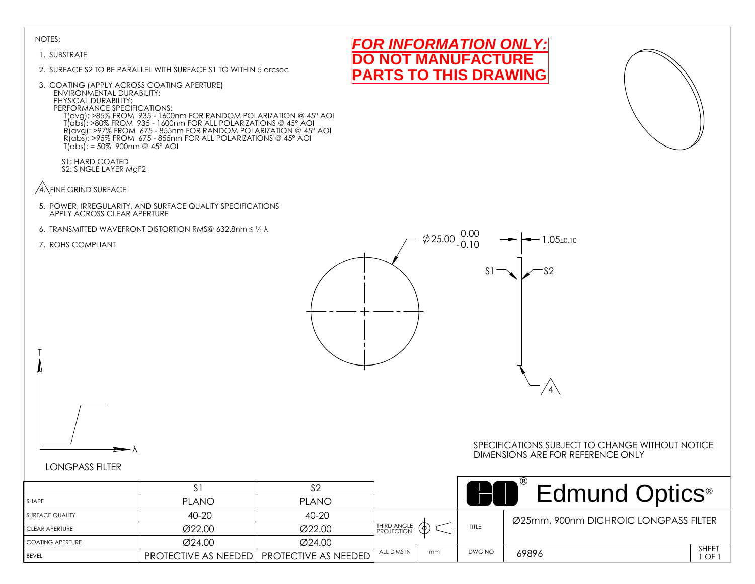NOTES:

1. SUBSTRATE
2. SURFACE S2 TO BE PARALLEL WITH SURFACE S1 TO WITHIN 5 arcsec
3. COATING (APPLY ACROSS COATING APERTURE)
   ENVIRONMENTAL DURABILITY:
   PHYSICAL DURABILITY:
   PERFORMANCE SPECIFICATIONS:
   T(avg): >85% FROM 935 - 1600nm FOR RANDOM POLARIZATION @ 45° AOI
   T(abs): >80% FROM 935 - 1600nm FOR ALL POLARIZATIONS @ 45° AOI
   R(avg): >97% FROM 675 - 855nm FOR RANDOM POLARIZATION @ 45° AOI
   R(abs): >95% FROM 675 - 855nm FOR ALL POLARIZATIONS @ 45° AOI
   T(abs): = 50% 900nm @ 45° AOI

   S1: HARD COATED
   S2: SINGLE LAYER $MgF_2$
4. FINE GRIND SURFACE
5. POWER, IRREGULARITY, AND SURFACE QUALITY SPECIFICATIONS APPLY ACROSS CLEAR APERTURE
6. TRANSMITTED WAVEFRONT DISTORTION RMS@ 632.8nm ≤ ¼ λ
7. ROHS COMPLIANT

***FOR INFORMATION ONLY:***
**DO NOT MANUFACTURE PARTS TO THIS DRAWING**

Ø25.00 $^{0.00}_{-0.10}$

1.05±0.10

S1 S2

4

T

λ

LONGPASS FILTER

SPECIFICATIONS SUBJECT TO CHANGE WITHOUT NOTICE
DIMENSIONS ARE FOR REFERENCE ONLY

| | S1 | S2 |
|---|---|---|
| SHAPE | PLANO | PLANO |
| SURFACE QUALITY | 40-20 | 40-20 |
| CLEAR APERTURE | Ø22.00 | Ø22.00 |
| COATING APERTURE | Ø24.00 | Ø24.00 |
| BEVEL | PROTECTIVE AS NEEDED | PROTECTIVE AS NEEDED |

Edmund Optics®

| THIRD ANGLE PROJECTION | | TITLE | Ø25mm, 900nm DICHROIC LONGPASS FILTER | |
|---|---|---|---|---|
| ALL DIMS IN | mm | DWG NO | 69896 | SHEET 1 OF 1 |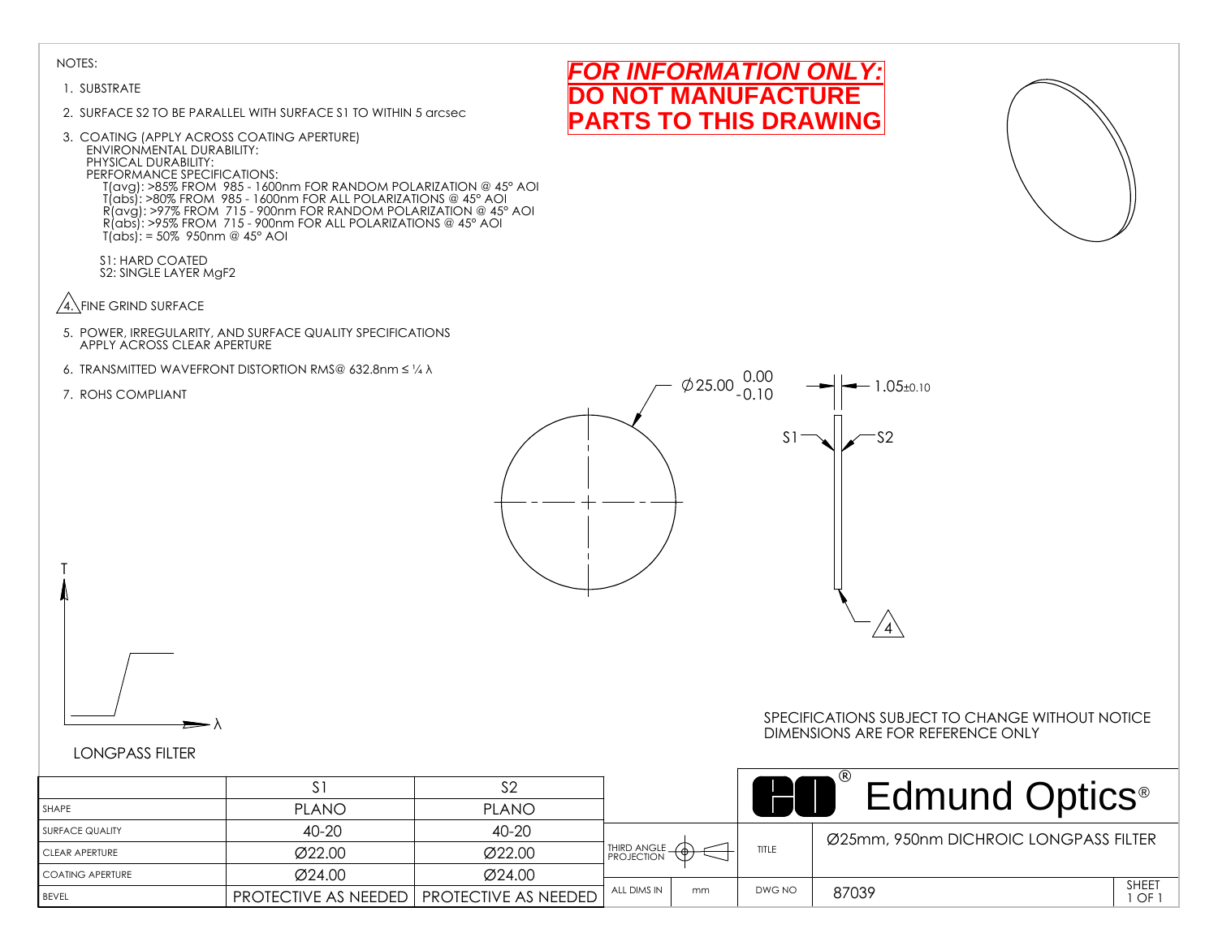NOTES:

1. SUBSTRATE
2. SURFACE S2 TO BE PARALLEL WITH SURFACE S1 TO WITHIN 5 arcsec
3. COATING (APPLY ACROSS COATING APERTURE)
   ENVIRONMENTAL DURABILITY:
   PHYSICAL DURABILITY:
   PERFORMANCE SPECIFICATIONS:
   T(avg): >85% FROM 985 - 1600nm FOR RANDOM POLARIZATION @ 45° AOI
   T(abs): >80% FROM 985 - 1600nm FOR ALL POLARIZATIONS @ 45° AOI
   R(avg): >97% FROM 715 - 900nm FOR RANDOM POLARIZATION @ 45° AOI
   R(abs): >95% FROM 715 - 900nm FOR ALL POLARIZATIONS @ 45° AOI
   T(abs): = 50% 950nm @ 45° AOI

   S1: HARD COATED
   S2: SINGLE LAYER $MgF_2$
4. FINE GRIND SURFACE
5. POWER, IRREGULARITY, AND SURFACE QUALITY SPECIFICATIONS APPLY ACROSS CLEAR APERTURE
6. TRANSMITTED WAVEFRONT DISTORTION RMS@ 632.8nm ≤ ¼ λ
7. ROHS COMPLIANT

***FOR INFORMATION ONLY:***
**DO NOT MANUFACTURE PARTS TO THIS DRAWING**

$\varnothing 25.00\ ^{0.00}_{-0.10}$

$1.05 \pm 0.10$

S1 S2

4

T

λ

LONGPASS FILTER

SPECIFICATIONS SUBJECT TO CHANGE WITHOUT NOTICE
DIMENSIONS ARE FOR REFERENCE ONLY

| | S1 | S2 |
|---|---|---|
| SHAPE | PLANO | PLANO |
| SURFACE QUALITY | 40-20 | 40-20 |
| CLEAR APERTURE | Ø22.00 | Ø22.00 |
| COATING APERTURE | Ø24.00 | Ø24.00 |
| BEVEL | PROTECTIVE AS NEEDED | PROTECTIVE AS NEEDED |

Edmund Optics®

THIRD ANGLE PROJECTION

ALL DIMS IN mm

TITLE: Ø25mm, 950nm DICHROIC LONGPASS FILTER

DWG NO: 87039

SHEET 1 OF 1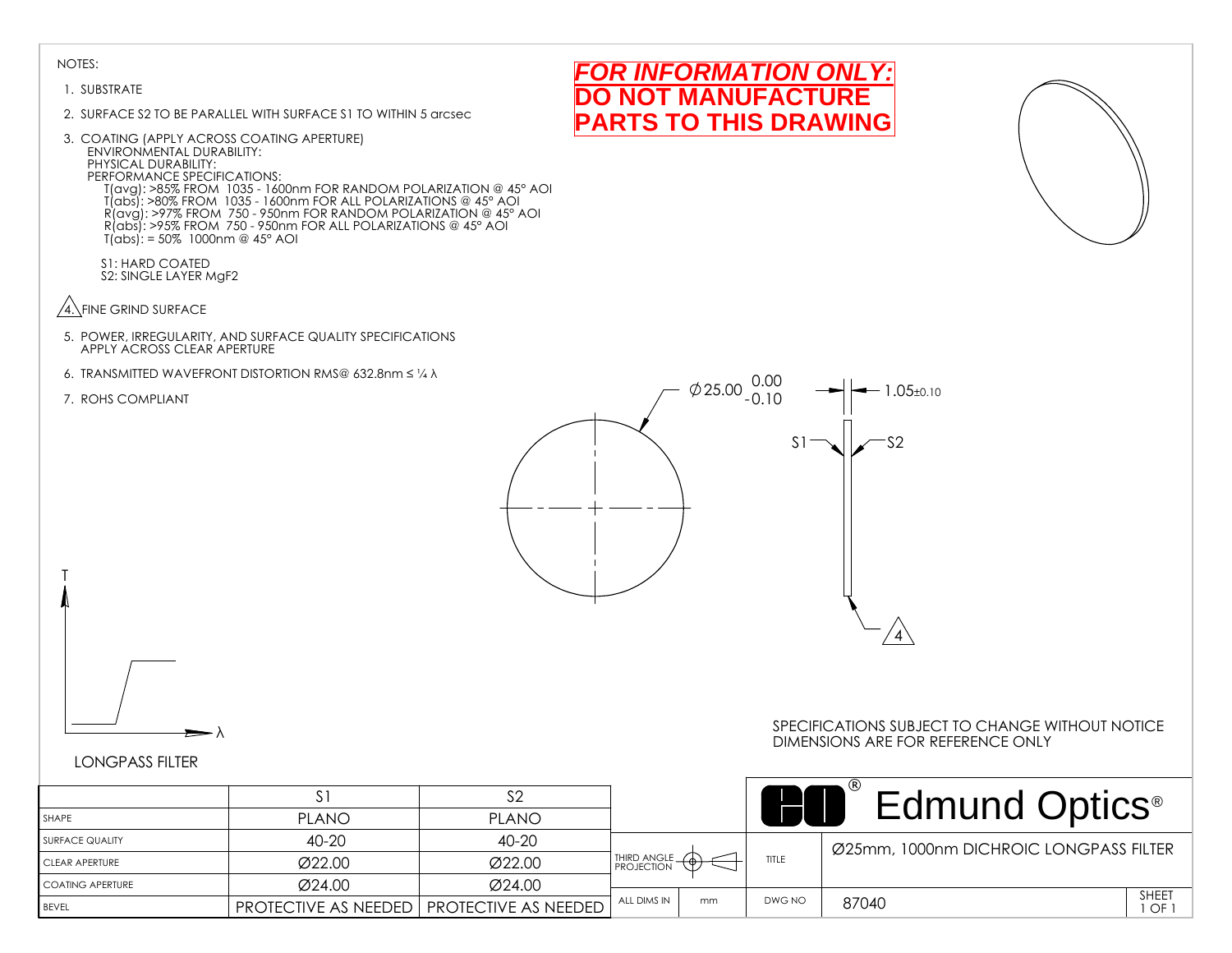NOTES:

1. SUBSTRATE
2. SURFACE S2 TO BE PARALLEL WITH SURFACE S1 TO WITHIN 5 arcsec
3. COATING (APPLY ACROSS COATING APERTURE)
   ENVIRONMENTAL DURABILITY:
   PHYSICAL DURABILITY:
   PERFORMANCE SPECIFICATIONS:
   T(avg): >85% FROM 1035 - 1600nm FOR RANDOM POLARIZATION @ 45° AOI
   T(abs): >80% FROM 1035 - 1600nm FOR ALL POLARIZATIONS @ 45° AOI
   R(avg): >97% FROM 750 - 950nm FOR RANDOM POLARIZATION @ 45° AOI
   R(abs): >95% FROM 750 - 950nm FOR ALL POLARIZATIONS @ 45° AOI
   T(abs): = 50% 1000nm @ 45° AOI

   S1: HARD COATED
   S2: SINGLE LAYER $MgF_2$
4. FINE GRIND SURFACE
5. POWER, IRREGULARITY, AND SURFACE QUALITY SPECIFICATIONS APPLY ACROSS CLEAR APERTURE
6. TRANSMITTED WAVEFRONT DISTORTION RMS@ 632.8nm ≤ ¼ λ
7. ROHS COMPLIANT

**FOR INFORMATION ONLY:**
**DO NOT MANUFACTURE PARTS TO THIS DRAWING**

$\varnothing 25.00\ ^{0.00}_{-0.10}$

$1.05 \pm 0.10$

S1 S2

4

T

λ

LONGPASS FILTER

SPECIFICATIONS SUBJECT TO CHANGE WITHOUT NOTICE
DIMENSIONS ARE FOR REFERENCE ONLY

| | S1 | S2 |
|---|---|---|
| SHAPE | PLANO | PLANO |
| SURFACE QUALITY | 40-20 | 40-20 |
| CLEAR APERTURE | Ø22.00 | Ø22.00 |
| COATING APERTURE | Ø24.00 | Ø24.00 |
| BEVEL | PROTECTIVE AS NEEDED | PROTECTIVE AS NEEDED |

Edmund Optics®

| | | | |
|---|---|---|---|
| THIRD ANGLE PROJECTION | | TITLE | Ø25mm, 1000nm DICHROIC LONGPASS FILTER |
| ALL DIMS IN | mm | DWG NO | 87040 |

SHEET 1 OF 1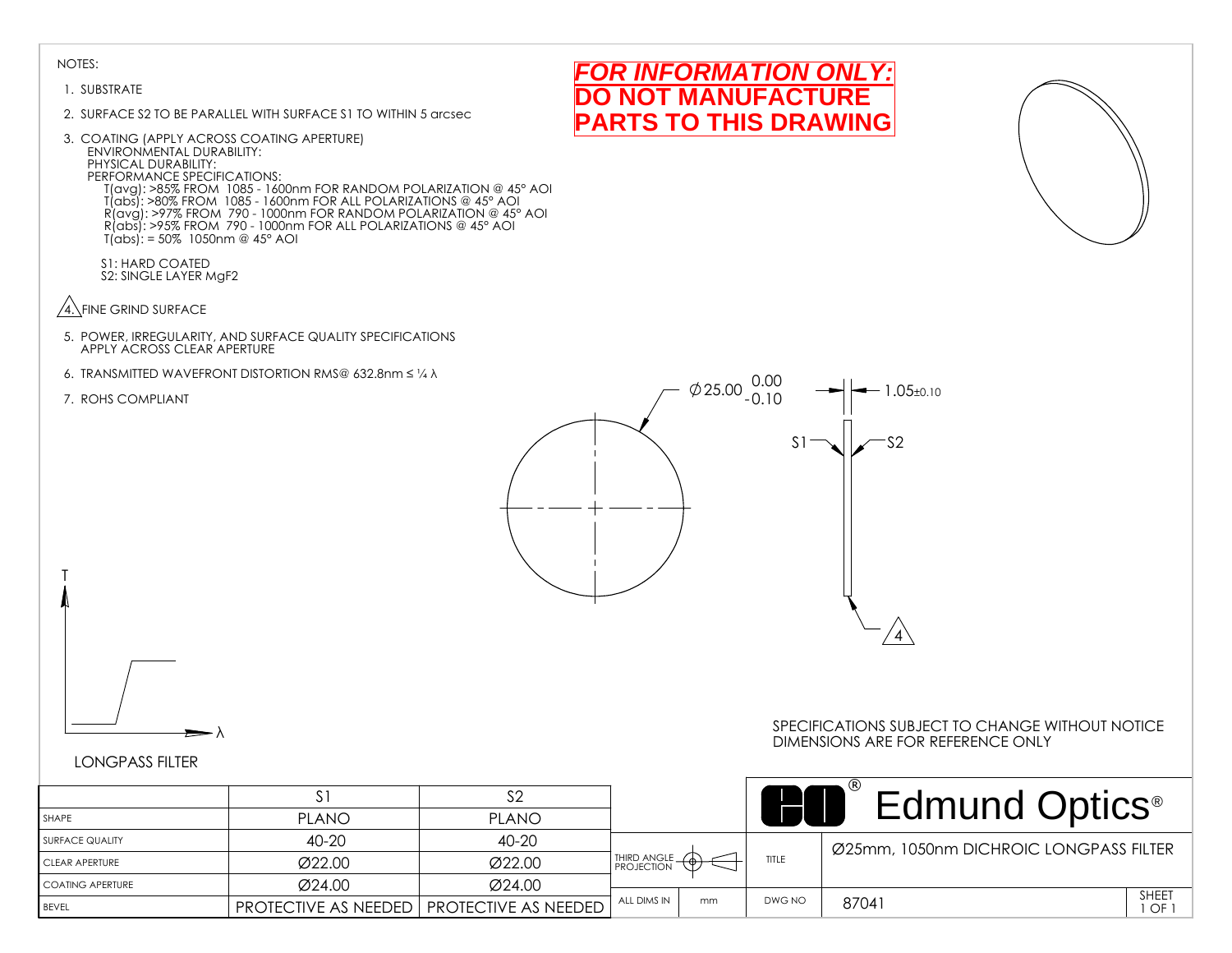NOTES:

1. SUBSTRATE
2. SURFACE S2 TO BE PARALLEL WITH SURFACE S1 TO WITHIN 5 arcsec
3. COATING (APPLY ACROSS COATING APERTURE)
   ENVIRONMENTAL DURABILITY:
   PHYSICAL DURABILITY:
   PERFORMANCE SPECIFICATIONS:
   T(avg): >85% FROM 1085 - 1600nm FOR RANDOM POLARIZATION @ 45° AOI
   T(abs): >80% FROM 1085 - 1600nm FOR ALL POLARIZATIONS @ 45° AOI
   R(avg): >97% FROM 790 - 1000nm FOR RANDOM POLARIZATION @ 45° AOI
   R(abs): >95% FROM 790 - 1000nm FOR ALL POLARIZATIONS @ 45° AOI
   T(abs): = 50% 1050nm @ 45° AOI

   S1: HARD COATED
   S2: SINGLE LAYER $MgF_2$
4. FINE GRIND SURFACE
5. POWER, IRREGULARITY, AND SURFACE QUALITY SPECIFICATIONS APPLY ACROSS CLEAR APERTURE
6. TRANSMITTED WAVEFRONT DISTORTION RMS@ 632.8nm ≤ ¼ λ
7. ROHS COMPLIANT

**FOR INFORMATION ONLY: DO NOT MANUFACTURE PARTS TO THIS DRAWING**

Ø25.00 (+0.00 / -0.10)

1.05±0.10

S1 S2

4

T

λ

LONGPASS FILTER

SPECIFICATIONS SUBJECT TO CHANGE WITHOUT NOTICE
DIMENSIONS ARE FOR REFERENCE ONLY

| | S1 | S2 |
|---|---|---|
| SHAPE | PLANO | PLANO |
| SURFACE QUALITY | 40-20 | 40-20 |
| CLEAR APERTURE | Ø22.00 | Ø22.00 |
| COATING APERTURE | Ø24.00 | Ø24.00 |
| BEVEL | PROTECTIVE AS NEEDED | PROTECTIVE AS NEEDED |

Edmund Optics®

| THIRD ANGLE PROJECTION | | TITLE | Ø25mm, 1050nm DICHROIC LONGPASS FILTER | |
|---|---|---|---|---|
| ALL DIMS IN | mm | DWG NO | 87041 | SHEET 1 OF 1 |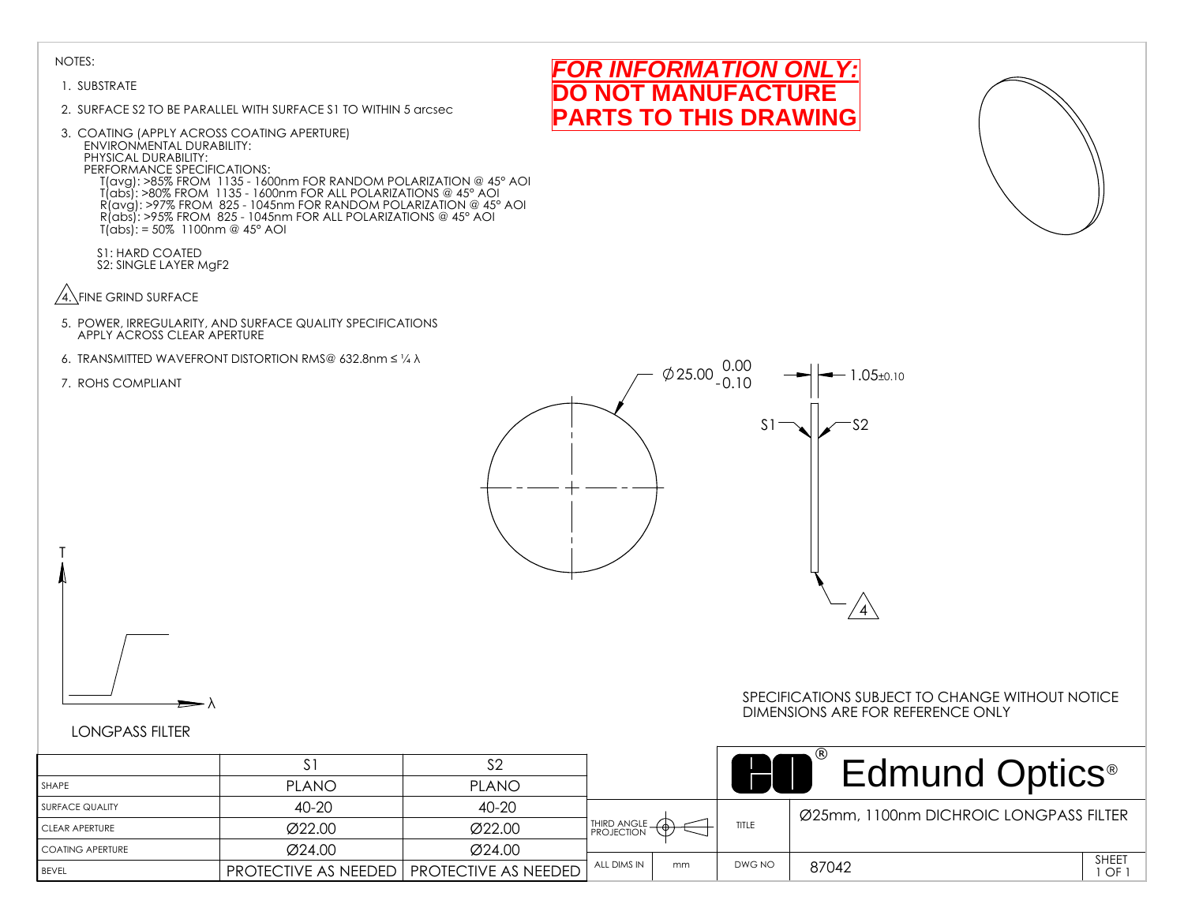**FOR INFORMATION ONLY:**
**DO NOT MANUFACTURE PARTS TO THIS DRAWING**

NOTES:

1. SUBSTRATE
2. SURFACE S2 TO BE PARALLEL WITH SURFACE S1 TO WITHIN 5 arcsec
3. COATING (APPLY ACROSS COATING APERTURE)
   ENVIRONMENTAL DURABILITY:
   PHYSICAL DURABILITY:
   PERFORMANCE SPECIFICATIONS:
   T(avg): >85% FROM 1135 - 1600nm FOR RANDOM POLARIZATION @ 45° AOI
   T(abs): >80% FROM 1135 - 1600nm FOR ALL POLARIZATIONS @ 45° AOI
   R(avg): >97% FROM 825 - 1045nm FOR RANDOM POLARIZATION @ 45° AOI
   R(abs): >95% FROM 825 - 1045nm FOR ALL POLARIZATIONS @ 45° AOI
   T(abs): = 50% 1100nm @ 45° AOI

   S1: HARD COATED
   S2: SINGLE LAYER $MgF_2$
4. FINE GRIND SURFACE
5. POWER, IRREGULARITY, AND SURFACE QUALITY SPECIFICATIONS APPLY ACROSS CLEAR APERTURE
6. TRANSMITTED WAVEFRONT DISTORTION RMS@ 632.8nm ≤ ¼ λ
7. ROHS COMPLIANT

$\varnothing 25.00^{\ 0.00}_{-0.10}$

$1.05_{\pm 0.10}$

S1 S2

4

T

λ

LONGPASS FILTER

SPECIFICATIONS SUBJECT TO CHANGE WITHOUT NOTICE
DIMENSIONS ARE FOR REFERENCE ONLY

| | S1 | S2 |
|---|---|---|
| SHAPE | PLANO | PLANO |
| SURFACE QUALITY | 40-20 | 40-20 |
| CLEAR APERTURE | Ø22.00 | Ø22.00 |
| COATING APERTURE | Ø24.00 | Ø24.00 |
| BEVEL | PROTECTIVE AS NEEDED | PROTECTIVE AS NEEDED |

Edmund Optics®

| | | | |
|---|---|---|---|
| THIRD ANGLE PROJECTION | | TITLE | Ø25mm, 1100nm DICHROIC LONGPASS FILTER |
| ALL DIMS IN | mm | DWG NO | 87042 |

SHEET 1 OF 1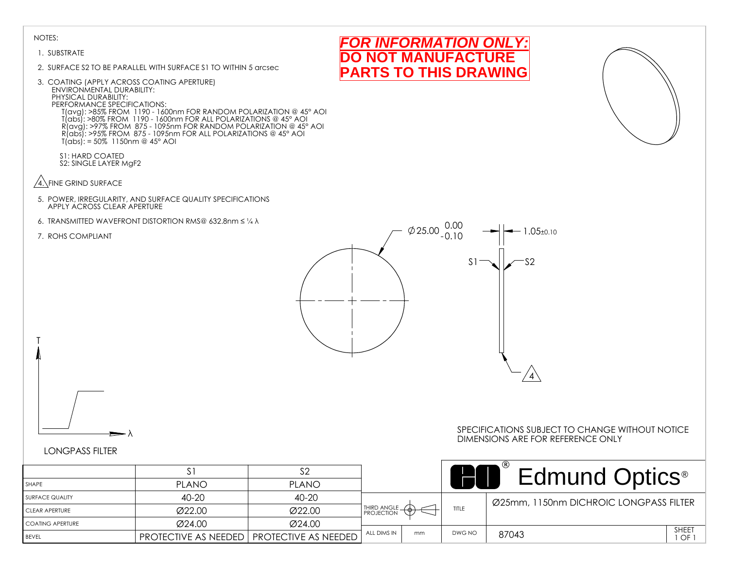NOTES:

1. SUBSTRATE
2. SURFACE S2 TO BE PARALLEL WITH SURFACE S1 TO WITHIN 5 arcsec
3. COATING (APPLY ACROSS COATING APERTURE)
   ENVIRONMENTAL DURABILITY:
   PHYSICAL DURABILITY:
   PERFORMANCE SPECIFICATIONS:
   - T(avg): >85% FROM 1190 - 1600nm FOR RANDOM POLARIZATION @ 45° AOI
   - T(abs): >80% FROM 1190 - 1600nm FOR ALL POLARIZATIONS @ 45° AOI
   - R(avg): >97% FROM 875 - 1095nm FOR RANDOM POLARIZATION @ 45° AOI
   - R(abs): >95% FROM 875 - 1095nm FOR ALL POLARIZATIONS @ 45° AOI
   - T(abs): = 50% 1150nm @ 45° AOI

   S1: HARD COATED
   S2: SINGLE LAYER $MgF_2$
4. FINE GRIND SURFACE
5. POWER, IRREGULARITY, AND SURFACE QUALITY SPECIFICATIONS APPLY ACROSS CLEAR APERTURE
6. TRANSMITTED WAVEFRONT DISTORTION RMS@ 632.8nm ≤ ¼ λ
7. ROHS COMPLIANT

**_FOR INFORMATION ONLY:_**
**DO NOT MANUFACTURE PARTS TO THIS DRAWING**

Ø25.00 (0.00 / -0.10)

1.05±0.10

S1 S2

4

T

λ

LONGPASS FILTER

SPECIFICATIONS SUBJECT TO CHANGE WITHOUT NOTICE
DIMENSIONS ARE FOR REFERENCE ONLY

| | S1 | S2 |
|---|---|---|
| SHAPE | PLANO | PLANO |
| SURFACE QUALITY | 40-20 | 40-20 |
| CLEAR APERTURE | Ø22.00 | Ø22.00 |
| COATING APERTURE | Ø24.00 | Ø24.00 |
| BEVEL | PROTECTIVE AS NEEDED | PROTECTIVE AS NEEDED |

Edmund Optics®

| THIRD ANGLE PROJECTION | | TITLE | Ø25mm, 1150nm DICHROIC LONGPASS FILTER | |
|---|---|---|---|---|
| ALL DIMS IN | mm | DWG NO | 87043 | SHEET 1 OF 1 |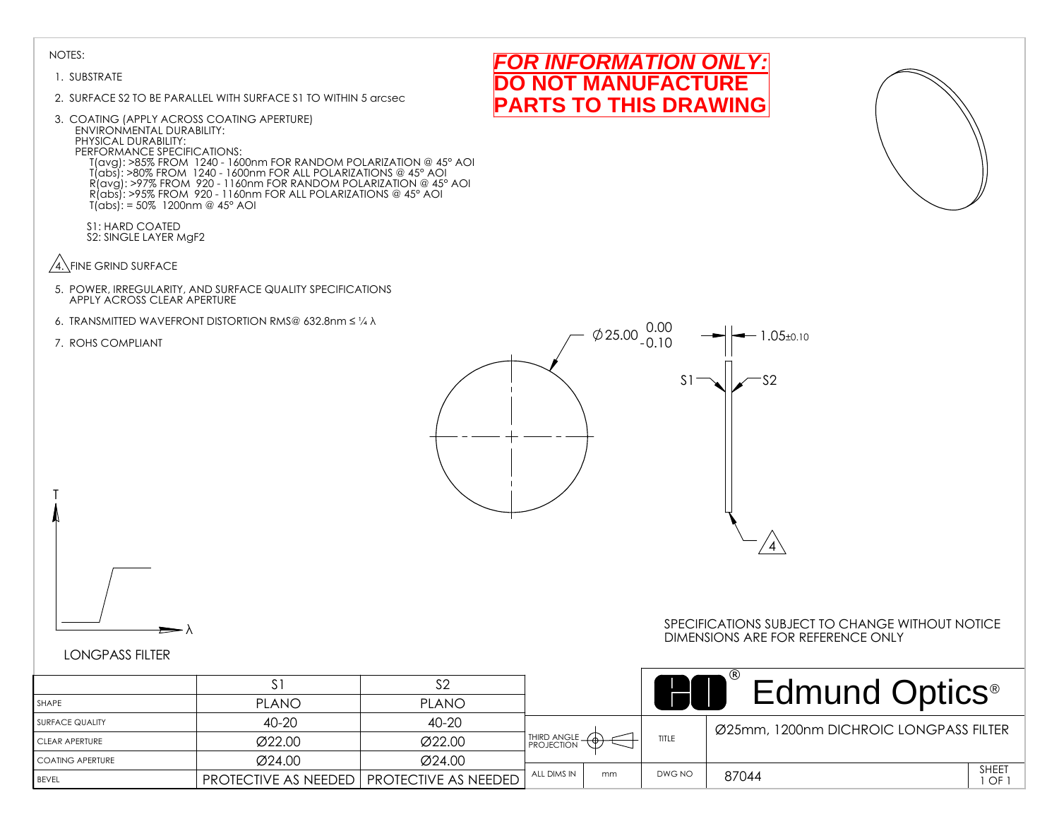NOTES:

1. SUBSTRATE
2. SURFACE S2 TO BE PARALLEL WITH SURFACE S1 TO WITHIN 5 arcsec
3. COATING (APPLY ACROSS COATING APERTURE)
   ENVIRONMENTAL DURABILITY:
   PHYSICAL DURABILITY:
   PERFORMANCE SPECIFICATIONS:
   T(avg): >85% FROM 1240 - 1600nm FOR RANDOM POLARIZATION @ 45° AOI
   T(abs): >80% FROM 1240 - 1600nm FOR ALL POLARIZATIONS @ 45° AOI
   R(avg): >97% FROM 920 - 1160nm FOR RANDOM POLARIZATION @ 45° AOI
   R(abs): >95% FROM 920 - 1160nm FOR ALL POLARIZATIONS @ 45° AOI
   T(abs): = 50% 1200nm @ 45° AOI

   S1: HARD COATED
   S2: SINGLE LAYER $MgF_2$
4. FINE GRIND SURFACE
5. POWER, IRREGULARITY, AND SURFACE QUALITY SPECIFICATIONS APPLY ACROSS CLEAR APERTURE
6. TRANSMITTED WAVEFRONT DISTORTION RMS@ 632.8nm ≤ ¼ λ
7. ROHS COMPLIANT

**FOR INFORMATION ONLY: DO NOT MANUFACTURE PARTS TO THIS DRAWING**

Ø25.00 0.00/-0.10

1.05±0.10

S1

S2

4

T

λ

LONGPASS FILTER

SPECIFICATIONS SUBJECT TO CHANGE WITHOUT NOTICE
DIMENSIONS ARE FOR REFERENCE ONLY

| | S1 | S2 |
|---|---|---|
| SHAPE | PLANO | PLANO |
| SURFACE QUALITY | 40-20 | 40-20 |
| CLEAR APERTURE | Ø22.00 | Ø22.00 |
| COATING APERTURE | Ø24.00 | Ø24.00 |
| BEVEL | PROTECTIVE AS NEEDED | PROTECTIVE AS NEEDED |

THIRD ANGLE PROJECTION

ALL DIMS IN mm

Edmund Optics®

| | |
|---|---|
| TITLE | Ø25mm, 1200nm DICHROIC LONGPASS FILTER |
| DWG NO | 87044 |
| SHEET | 1 OF 1 |